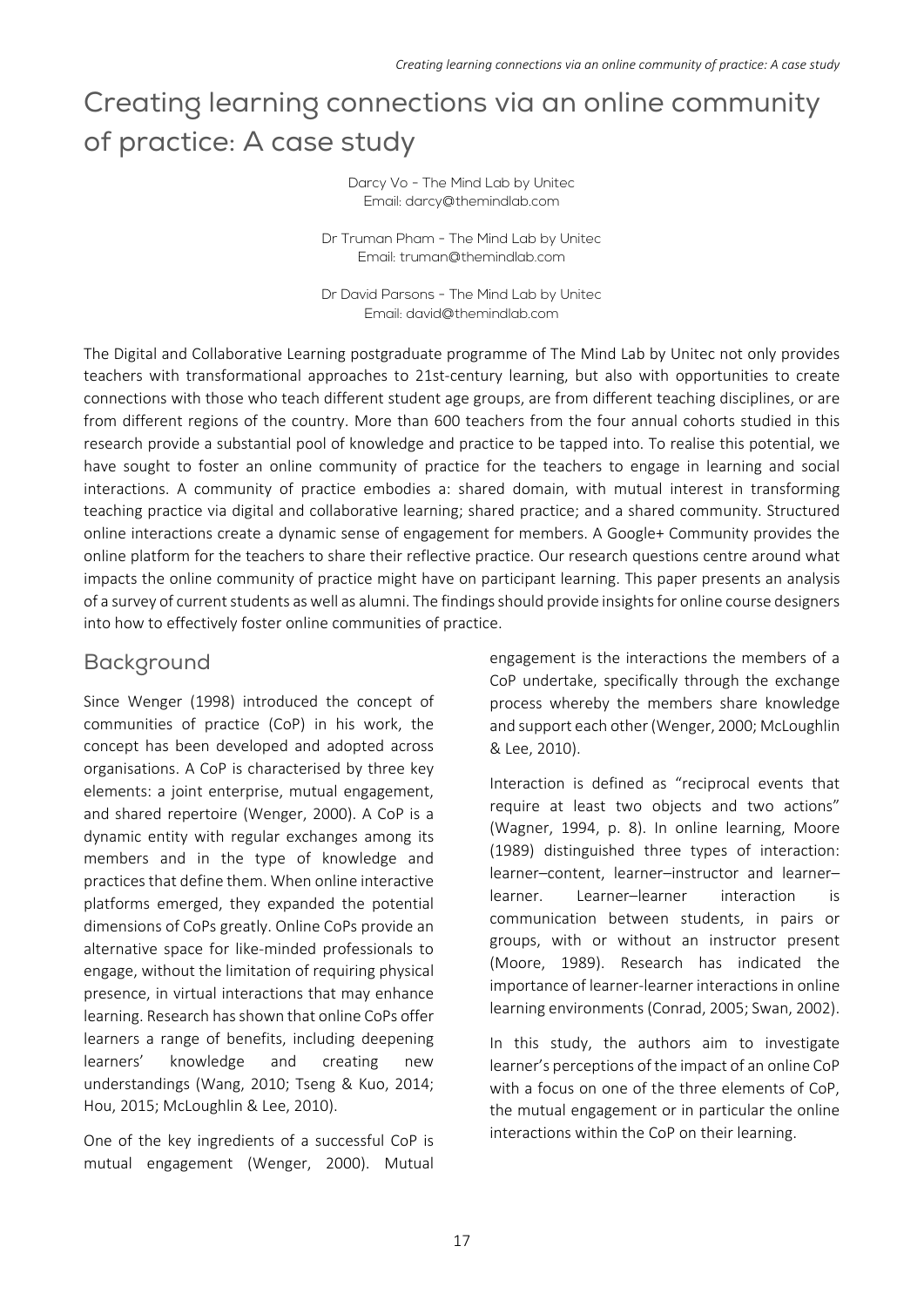# Creating learning connections via an online community of practice: A case study

Darcy Vo - The Mind Lab by Unitec
Email: darcy@themindlab.com

Dr Truman Pham - The Mind Lab by Unitec
Email: truman@themindlab.com

Dr David Parsons - The Mind Lab by Unitec
Email: david@themindlab.com

The Digital and Collaborative Learning postgraduate programme of The Mind Lab by Unitec not only provides teachers with transformational approaches to 21st-century learning, but also with opportunities to create connections with those who teach different student age groups, are from different teaching disciplines, or are from different regions of the country. More than 600 teachers from the four annual cohorts studied in this research provide a substantial pool of knowledge and practice to be tapped into. To realise this potential, we have sought to foster an online community of practice for the teachers to engage in learning and social interactions. A community of practice embodies a: shared domain, with mutual interest in transforming teaching practice via digital and collaborative learning; shared practice; and a shared community. Structured online interactions create a dynamic sense of engagement for members. A Google+ Community provides the online platform for the teachers to share their reflective practice. Our research questions centre around what impacts the online community of practice might have on participant learning. This paper presents an analysis of a survey of current students as well as alumni. The findings should provide insights for online course designers into how to effectively foster online communities of practice.

## Background

Since Wenger (1998) introduced the concept of communities of practice (CoP) in his work, the concept has been developed and adopted across organisations. A CoP is characterised by three key elements: a joint enterprise, mutual engagement, and shared repertoire (Wenger, 2000). A CoP is a dynamic entity with regular exchanges among its members and in the type of knowledge and practices that define them. When online interactive platforms emerged, they expanded the potential dimensions of CoPs greatly. Online CoPs provide an alternative space for like-minded professionals to engage, without the limitation of requiring physical presence, in virtual interactions that may enhance learning. Research has shown that online CoPs offer learners a range of benefits, including deepening learners' knowledge and creating new understandings (Wang, 2010; Tseng & Kuo, 2014; Hou, 2015; McLoughlin & Lee, 2010).

One of the key ingredients of a successful CoP is mutual engagement (Wenger, 2000). Mutual engagement is the interactions the members of a CoP undertake, specifically through the exchange process whereby the members share knowledge and support each other (Wenger, 2000; McLoughlin & Lee, 2010).

Interaction is defined as "reciprocal events that require at least two objects and two actions" (Wagner, 1994, p. 8). In online learning, Moore (1989) distinguished three types of interaction: learner–content, learner–instructor and learner–learner. Learner–learner interaction is communication between students, in pairs or groups, with or without an instructor present (Moore, 1989). Research has indicated the importance of learner-learner interactions in online learning environments (Conrad, 2005; Swan, 2002).

In this study, the authors aim to investigate learner's perceptions of the impact of an online CoP with a focus on one of the three elements of CoP, the mutual engagement or in particular the online interactions within the CoP on their learning.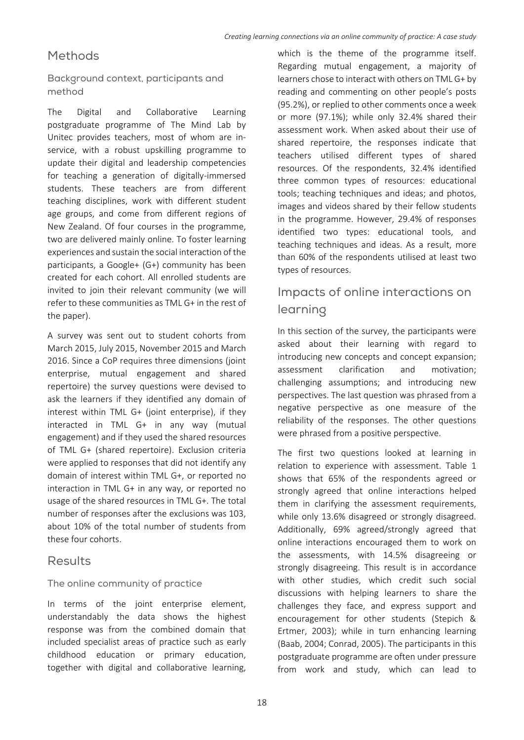## Methods

### Background context, participants and method

The Digital and Collaborative Learning postgraduate programme of The Mind Lab by Unitec provides teachers, most of whom are in-service, with a robust upskilling programme to update their digital and leadership competencies for teaching a generation of digitally-immersed students. These teachers are from different teaching disciplines, work with different student age groups, and come from different regions of New Zealand. Of four courses in the programme, two are delivered mainly online. To foster learning experiences and sustain the social interaction of the participants, a Google+ (G+) community has been created for each cohort. All enrolled students are invited to join their relevant community (we will refer to these communities as TML G+ in the rest of the paper).

A survey was sent out to student cohorts from March 2015, July 2015, November 2015 and March 2016. Since a CoP requires three dimensions (joint enterprise, mutual engagement and shared repertoire) the survey questions were devised to ask the learners if they identified any domain of interest within TML G+ (joint enterprise), if they interacted in TML G+ in any way (mutual engagement) and if they used the shared resources of TML G+ (shared repertoire). Exclusion criteria were applied to responses that did not identify any domain of interest within TML G+, or reported no interaction in TML G+ in any way, or reported no usage of the shared resources in TML G+. The total number of responses after the exclusions was 103, about 10% of the total number of students from these four cohorts.

## Results

### The online community of practice

In terms of the joint enterprise element, understandably the data shows the highest response was from the combined domain that included specialist areas of practice such as early childhood education or primary education, together with digital and collaborative learning, which is the theme of the programme itself. Regarding mutual engagement, a majority of learners chose to interact with others on TML G+ by reading and commenting on other people's posts (95.2%), or replied to other comments once a week or more (97.1%); while only 32.4% shared their assessment work. When asked about their use of shared repertoire, the responses indicate that teachers utilised different types of shared resources. Of the respondents, 32.4% identified three common types of resources: educational tools; teaching techniques and ideas; and photos, images and videos shared by their fellow students in the programme. However, 29.4% of responses identified two types: educational tools, and teaching techniques and ideas. As a result, more than 60% of the respondents utilised at least two types of resources.

## Impacts of online interactions on learning

In this section of the survey, the participants were asked about their learning with regard to introducing new concepts and concept expansion; assessment clarification and motivation; challenging assumptions; and introducing new perspectives. The last question was phrased from a negative perspective as one measure of the reliability of the responses. The other questions were phrased from a positive perspective.

The first two questions looked at learning in relation to experience with assessment. Table 1 shows that 65% of the respondents agreed or strongly agreed that online interactions helped them in clarifying the assessment requirements, while only 13.6% disagreed or strongly disagreed. Additionally, 69% agreed/strongly agreed that online interactions encouraged them to work on the assessments, with 14.5% disagreeing or strongly disagreeing. This result is in accordance with other studies, which credit such social discussions with helping learners to share the challenges they face, and express support and encouragement for other students (Stepich & Ertmer, 2003); while in turn enhancing learning (Baab, 2004; Conrad, 2005). The participants in this postgraduate programme are often under pressure from work and study, which can lead to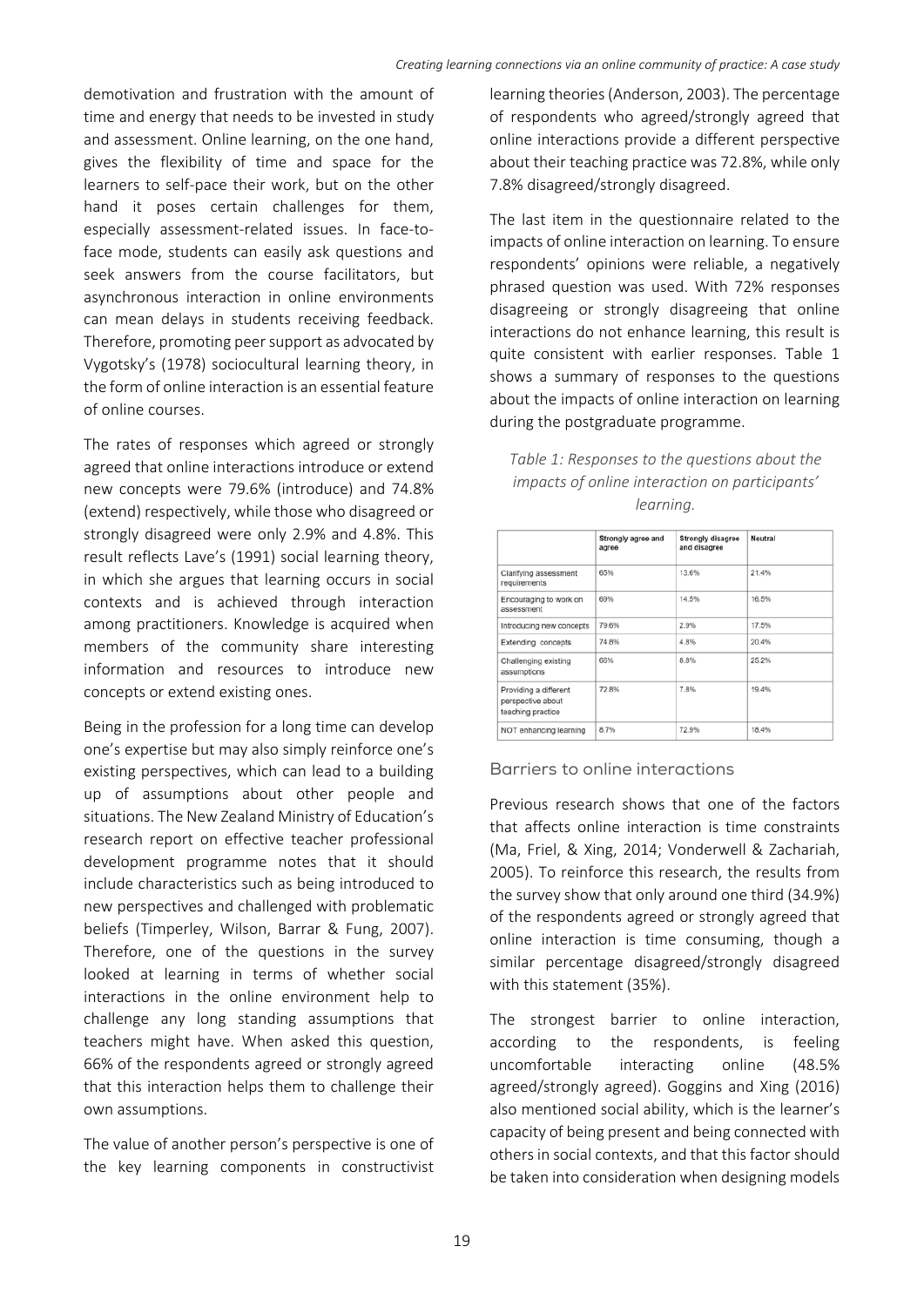demotivation and frustration with the amount of time and energy that needs to be invested in study and assessment. Online learning, on the one hand, gives the flexibility of time and space for the learners to self-pace their work, but on the other hand it poses certain challenges for them, especially assessment-related issues. In face-to-face mode, students can easily ask questions and seek answers from the course facilitators, but asynchronous interaction in online environments can mean delays in students receiving feedback. Therefore, promoting peer support as advocated by Vygotsky's (1978) sociocultural learning theory, in the form of online interaction is an essential feature of online courses.

The rates of responses which agreed or strongly agreed that online interactions introduce or extend new concepts were 79.6% (introduce) and 74.8% (extend) respectively, while those who disagreed or strongly disagreed were only 2.9% and 4.8%. This result reflects Lave's (1991) social learning theory, in which she argues that learning occurs in social contexts and is achieved through interaction among practitioners. Knowledge is acquired when members of the community share interesting information and resources to introduce new concepts or extend existing ones.

Being in the profession for a long time can develop one's expertise but may also simply reinforce one's existing perspectives, which can lead to a building up of assumptions about other people and situations. The New Zealand Ministry of Education's research report on effective teacher professional development programme notes that it should include characteristics such as being introduced to new perspectives and challenged with problematic beliefs (Timperley, Wilson, Barrar & Fung, 2007). Therefore, one of the questions in the survey looked at learning in terms of whether social interactions in the online environment help to challenge any long standing assumptions that teachers might have. When asked this question, 66% of the respondents agreed or strongly agreed that this interaction helps them to challenge their own assumptions.

The value of another person's perspective is one of the key learning components in constructivist learning theories (Anderson, 2003). The percentage of respondents who agreed/strongly agreed that online interactions provide a different perspective about their teaching practice was 72.8%, while only 7.8% disagreed/strongly disagreed.

The last item in the questionnaire related to the impacts of online interaction on learning. To ensure respondents' opinions were reliable, a negatively phrased question was used. With 72% responses disagreeing or strongly disagreeing that online interactions do not enhance learning, this result is quite consistent with earlier responses. Table 1 shows a summary of responses to the questions about the impacts of online interaction on learning during the postgraduate programme.

*Table 1: Responses to the questions about the impacts of online interaction on participants' learning.*

| | Strongly agree and agree | Strongly disagree and disagree | Neutral |
|---|---|---|---|
| Clarifying assessment requirements | 65% | 13.6% | 21.4% |
| Encouraging to work on assessment | 69% | 14.5% | 16.5% |
| Introducing new concepts | 79.6% | 2.9% | 17.5% |
| Extending concepts | 74.8% | 4.8% | 20.4% |
| Challenging existing assumptions | 66% | 8.8% | 25.2% |
| Providing a different perspective about teaching practice | 72.8% | 7.8% | 19.4% |
| NOT enhancing learning | 8.7% | 72.9% | 18.4% |

## Barriers to online interactions

Previous research shows that one of the factors that affects online interaction is time constraints (Ma, Friel, & Xing, 2014; Vonderwell & Zachariah, 2005). To reinforce this research, the results from the survey show that only around one third (34.9%) of the respondents agreed or strongly agreed that online interaction is time consuming, though a similar percentage disagreed/strongly disagreed with this statement (35%).

The strongest barrier to online interaction, according to the respondents, is feeling uncomfortable interacting online (48.5% agreed/strongly agreed). Goggins and Xing (2016) also mentioned social ability, which is the learner's capacity of being present and being connected with others in social contexts, and that this factor should be taken into consideration when designing models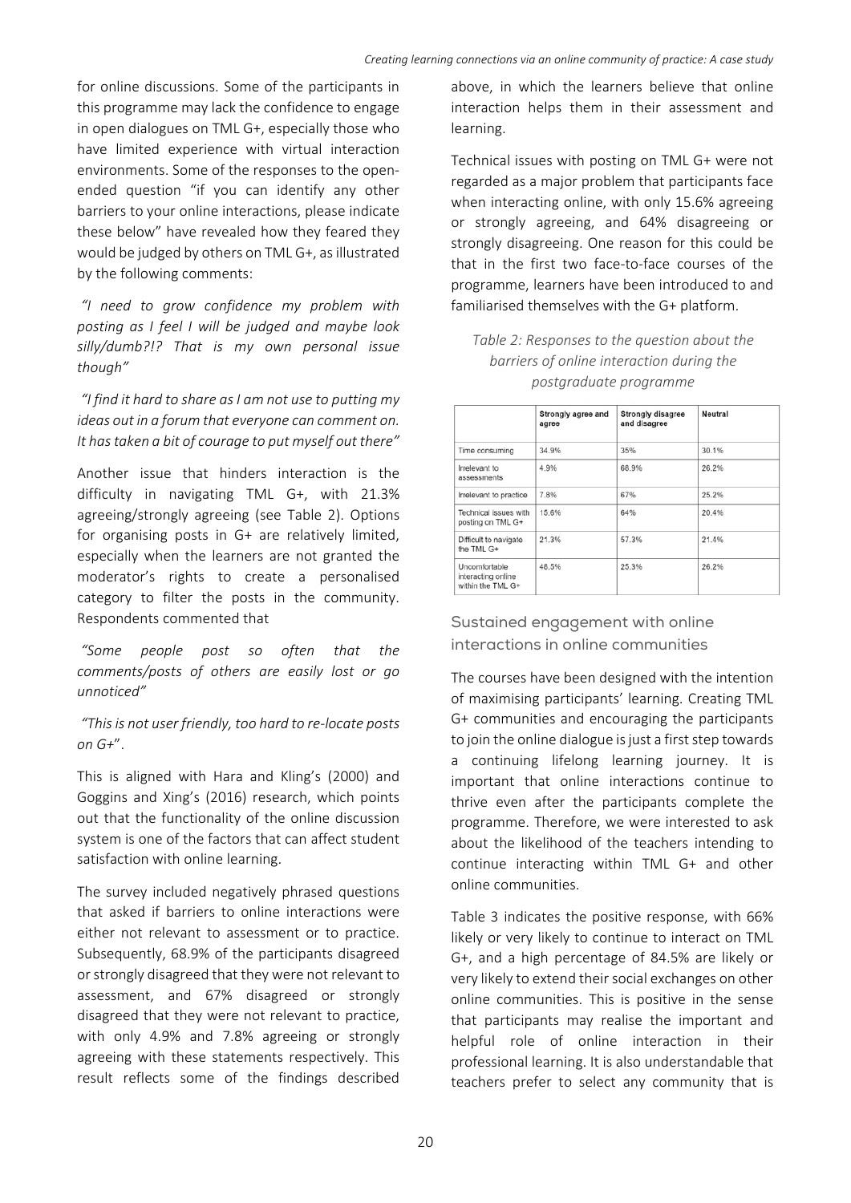for online discussions. Some of the participants in this programme may lack the confidence to engage in open dialogues on TML G+, especially those who have limited experience with virtual interaction environments. Some of the responses to the open-ended question "if you can identify any other barriers to your online interactions, please indicate these below" have revealed how they feared they would be judged by others on TML G+, as illustrated by the following comments:

*"I need to grow confidence my problem with posting as I feel I will be judged and maybe look silly/dumb?!? That is my own personal issue though"*

*"I find it hard to share as I am not use to putting my ideas out in a forum that everyone can comment on. It has taken a bit of courage to put myself out there"*

Another issue that hinders interaction is the difficulty in navigating TML G+, with 21.3% agreeing/strongly agreeing (see Table 2). Options for organising posts in G+ are relatively limited, especially when the learners are not granted the moderator's rights to create a personalised category to filter the posts in the community. Respondents commented that

*"Some people post so often that the comments/posts of others are easily lost or go unnoticed"*

*"This is not user friendly, too hard to re-locate posts on G+*".

This is aligned with Hara and Kling's (2000) and Goggins and Xing's (2016) research, which points out that the functionality of the online discussion system is one of the factors that can affect student satisfaction with online learning.

The survey included negatively phrased questions that asked if barriers to online interactions were either not relevant to assessment or to practice. Subsequently, 68.9% of the participants disagreed or strongly disagreed that they were not relevant to assessment, and 67% disagreed or strongly disagreed that they were not relevant to practice, with only 4.9% and 7.8% agreeing or strongly agreeing with these statements respectively. This result reflects some of the findings described above, in which the learners believe that online interaction helps them in their assessment and learning.

Technical issues with posting on TML G+ were not regarded as a major problem that participants face when interacting online, with only 15.6% agreeing or strongly agreeing, and 64% disagreeing or strongly disagreeing. One reason for this could be that in the first two face-to-face courses of the programme, learners have been introduced to and familiarised themselves with the G+ platform.

*Table 2: Responses to the question about the barriers of online interaction during the postgraduate programme*

| | Strongly agree and agree | Strongly disagree and disagree | Neutral |
|---|---|---|---|
| Time consuming | 34.9% | 35% | 30.1% |
| Irrelevant to assessments | 4.9% | 68.9% | 26.2% |
| Irrelevant to practice | 7.8% | 67% | 25.2% |
| Technical issues with posting on TML G+ | 15.6% | 64% | 20.4% |
| Difficult to navigate the TML G+ | 21.3% | 57.3% | 21.4% |
| Uncomfortable interacting online within the TML G+ | 48.5% | 25.3% | 26.2% |

## Sustained engagement with online interactions in online communities

The courses have been designed with the intention of maximising participants' learning. Creating TML G+ communities and encouraging the participants to join the online dialogue is just a first step towards a continuing lifelong learning journey. It is important that online interactions continue to thrive even after the participants complete the programme. Therefore, we were interested to ask about the likelihood of the teachers intending to continue interacting within TML G+ and other online communities.

Table 3 indicates the positive response, with 66% likely or very likely to continue to interact on TML G+, and a high percentage of 84.5% are likely or very likely to extend their social exchanges on other online communities. This is positive in the sense that participants may realise the important and helpful role of online interaction in their professional learning. It is also understandable that teachers prefer to select any community that is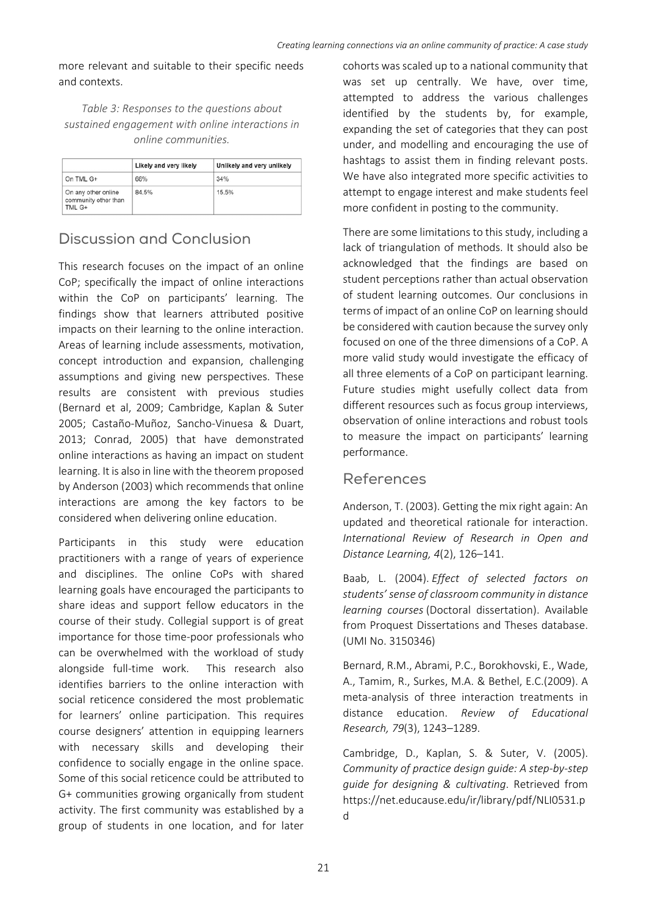more relevant and suitable to their specific needs and contexts.

*Table 3: Responses to the questions about sustained engagement with online interactions in online communities.*

|  | Likely and very likely | Unlikely and very unlikely |
| --- | --- | --- |
| On TML G+ | 66% | 34% |
| On any other online community other than TML G+ | 84.5% | 15.5% |

## Discussion and Conclusion

This research focuses on the impact of an online CoP; specifically the impact of online interactions within the CoP on participants' learning. The findings show that learners attributed positive impacts on their learning to the online interaction. Areas of learning include assessments, motivation, concept introduction and expansion, challenging assumptions and giving new perspectives. These results are consistent with previous studies (Bernard et al, 2009; Cambridge, Kaplan & Suter 2005; Castaño-Muñoz, Sancho-Vinuesa & Duart, 2013; Conrad, 2005) that have demonstrated online interactions as having an impact on student learning. It is also in line with the theorem proposed by Anderson (2003) which recommends that online interactions are among the key factors to be considered when delivering online education.

Participants in this study were education practitioners with a range of years of experience and disciplines. The online CoPs with shared learning goals have encouraged the participants to share ideas and support fellow educators in the course of their study. Collegial support is of great importance for those time-poor professionals who can be overwhelmed with the workload of study alongside full-time work. This research also identifies barriers to the online interaction with social reticence considered the most problematic for learners' online participation. This requires course designers' attention in equipping learners with necessary skills and developing their confidence to socially engage in the online space. Some of this social reticence could be attributed to G+ communities growing organically from student activity. The first community was established by a group of students in one location, and for later cohorts was scaled up to a national community that was set up centrally. We have, over time, attempted to address the various challenges identified by the students by, for example, expanding the set of categories that they can post under, and modelling and encouraging the use of hashtags to assist them in finding relevant posts. We have also integrated more specific activities to attempt to engage interest and make students feel more confident in posting to the community.

There are some limitations to this study, including a lack of triangulation of methods. It should also be acknowledged that the findings are based on student perceptions rather than actual observation of student learning outcomes. Our conclusions in terms of impact of an online CoP on learning should be considered with caution because the survey only focused on one of the three dimensions of a CoP. A more valid study would investigate the efficacy of all three elements of a CoP on participant learning. Future studies might usefully collect data from different resources such as focus group interviews, observation of online interactions and robust tools to measure the impact on participants' learning performance.

## References

Anderson, T. (2003). Getting the mix right again: An updated and theoretical rationale for interaction. *International Review of Research in Open and Distance Learning, 4*(2), 126–141.

Baab, L. (2004). *Effect of selected factors on students' sense of classroom community in distance learning courses* (Doctoral dissertation). Available from Proquest Dissertations and Theses database. (UMI No. 3150346)

Bernard, R.M., Abrami, P.C., Borokhovski, E., Wade, A., Tamim, R., Surkes, M.A. & Bethel, E.C.(2009). A meta-analysis of three interaction treatments in distance education. *Review of Educational Research, 79*(3), 1243–1289.

Cambridge, D., Kaplan, S. & Suter, V. (2005). *Community of practice design guide: A step-by-step guide for designing & cultivating*. Retrieved from https://net.educause.edu/ir/library/pdf/NLI0531.pd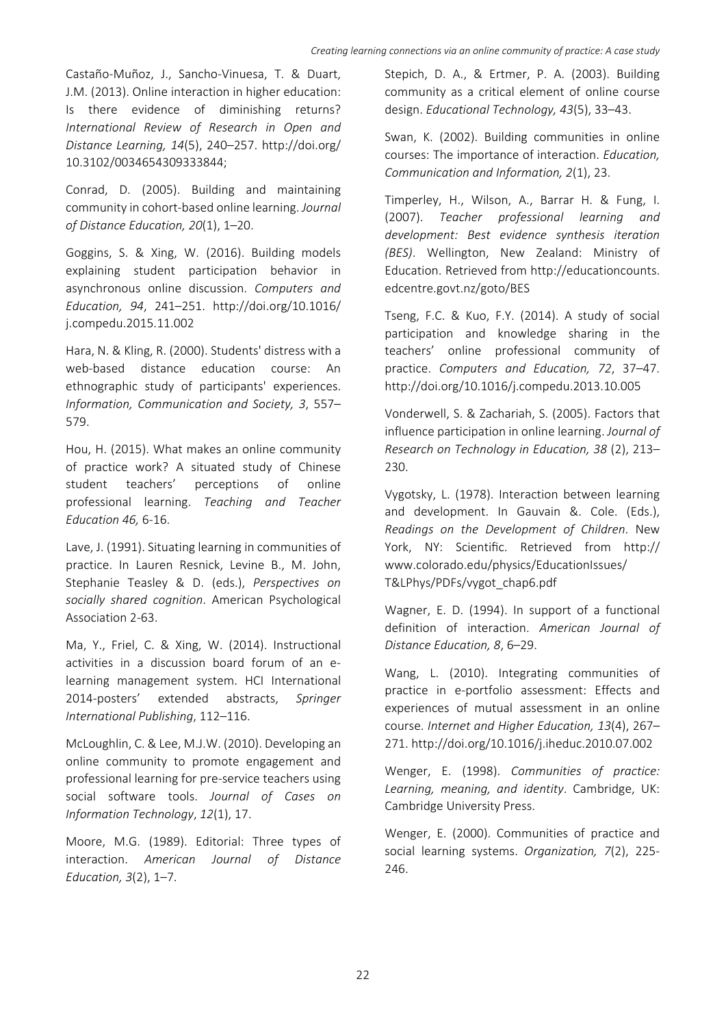Castaño-Muñoz, J., Sancho-Vinuesa, T. & Duart, J.M. (2013). Online interaction in higher education: Is there evidence of diminishing returns? *International Review of Research in Open and Distance Learning, 14*(5), 240–257. http://doi.org/10.3102/0034654309333844;

Conrad, D. (2005). Building and maintaining community in cohort-based online learning. *Journal of Distance Education, 20*(1), 1–20.

Goggins, S. & Xing, W. (2016). Building models explaining student participation behavior in asynchronous online discussion. *Computers and Education, 94*, 241–251. http://doi.org/10.1016/j.compedu.2015.11.002

Hara, N. & Kling, R. (2000). Students' distress with a web-based distance education course: An ethnographic study of participants' experiences. *Information, Communication and Society, 3*, 557–579.

Hou, H. (2015). What makes an online community of practice work? A situated study of Chinese student teachers' perceptions of online professional learning. *Teaching and Teacher Education 46,* 6-16.

Lave, J. (1991). Situating learning in communities of practice. In Lauren Resnick, Levine B., M. John, Stephanie Teasley & D. (eds.), *Perspectives on socially shared cognition*. American Psychological Association 2-63.

Ma, Y., Friel, C. & Xing, W. (2014). Instructional activities in a discussion board forum of an e-learning management system. HCI International 2014-posters' extended abstracts, *Springer International Publishing*, 112–116.

McLoughlin, C. & Lee, M.J.W. (2010). Developing an online community to promote engagement and professional learning for pre-service teachers using social software tools. *Journal of Cases on Information Technology*, *12*(1), 17.

Moore, M.G. (1989). Editorial: Three types of interaction. *American Journal of Distance Education, 3*(2), 1–7.

Stepich, D. A., & Ertmer, P. A. (2003). Building community as a critical element of online course design. *Educational Technology, 43*(5), 33–43.

Swan, K. (2002). Building communities in online courses: The importance of interaction. *Education, Communication and Information, 2*(1), 23.

Timperley, H., Wilson, A., Barrar H. & Fung, I. (2007). *Teacher professional learning and development: Best evidence synthesis iteration (BES)*. Wellington, New Zealand: Ministry of Education. Retrieved from http://educationcounts.edcentre.govt.nz/goto/BES

Tseng, F.C. & Kuo, F.Y. (2014). A study of social participation and knowledge sharing in the teachers' online professional community of practice. *Computers and Education, 72*, 37–47. http://doi.org/10.1016/j.compedu.2013.10.005

Vonderwell, S. & Zachariah, S. (2005). Factors that influence participation in online learning. *Journal of Research on Technology in Education, 38* (2), 213–230.

Vygotsky, L. (1978). Interaction between learning and development. In Gauvain &. Cole. (Eds.), *Readings on the Development of Children*. New York, NY: Scientific. Retrieved from http://www.colorado.edu/physics/EducationIssues/T&LPhys/PDFs/vygot_chap6.pdf

Wagner, E. D. (1994). In support of a functional definition of interaction. *American Journal of Distance Education, 8*, 6–29.

Wang, L. (2010). Integrating communities of practice in e-portfolio assessment: Effects and experiences of mutual assessment in an online course. *Internet and Higher Education, 13*(4), 267–271. http://doi.org/10.1016/j.iheduc.2010.07.002

Wenger, E. (1998). *Communities of practice: Learning, meaning, and identity*. Cambridge, UK: Cambridge University Press.

Wenger, E. (2000). Communities of practice and social learning systems. *Organization, 7*(2), 225-246.